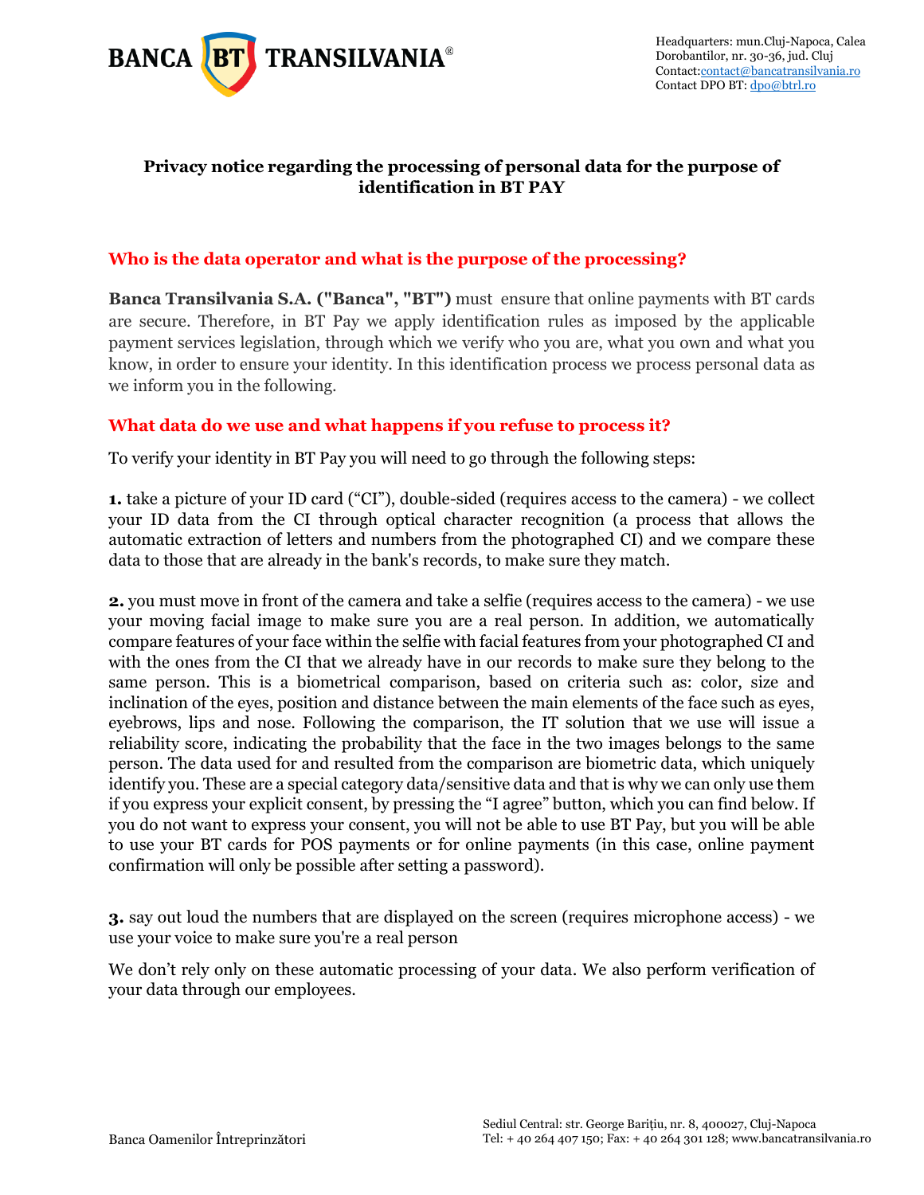Headquarters: mun.Cluj-Napoca, Calea Dorobantilor, nr. 30-36, jud. Cluj
Contact:contact@bancatransilvania.ro
Contact DPO BT: dpo@btrl.ro

# Privacy notice regarding the processing of personal data for the purpose of identification in BT PAY

## Who is the data operator and what is the purpose of the processing?

**Banca Transilvania S.A. ("Banca", "BT")** must ensure that online payments with BT cards are secure. Therefore, in BT Pay we apply identification rules as imposed by the applicable payment services legislation, through which we verify who you are, what you own and what you know, in order to ensure your identity. In this identification process we process personal data as we inform you in the following.

## What data do we use and what happens if you refuse to process it?

To verify your identity in BT Pay you will need to go through the following steps:

**1.** take a picture of your ID card ("CI"), double-sided (requires access to the camera) - we collect your ID data from the CI through optical character recognition (a process that allows the automatic extraction of letters and numbers from the photographed CI) and we compare these data to those that are already in the bank's records, to make sure they match.

**2.** you must move in front of the camera and take a selfie (requires access to the camera) - we use your moving facial image to make sure you are a real person. In addition, we automatically compare features of your face within the selfie with facial features from your photographed CI and with the ones from the CI that we already have in our records to make sure they belong to the same person. This is a biometrical comparison, based on criteria such as: color, size and inclination of the eyes, position and distance between the main elements of the face such as eyes, eyebrows, lips and nose. Following the comparison, the IT solution that we use will issue a reliability score, indicating the probability that the face in the two images belongs to the same person. The data used for and resulted from the comparison are biometric data, which uniquely identify you. These are a special category data/sensitive data and that is why we can only use them if you express your explicit consent, by pressing the "I agree" button, which you can find below. If you do not want to express your consent, you will not be able to use BT Pay, but you will be able to use your BT cards for POS payments or for online payments (in this case, online payment confirmation will only be possible after setting a password).

**3.** say out loud the numbers that are displayed on the screen (requires microphone access) - we use your voice to make sure you're a real person

We don't rely only on these automatic processing of your data. We also perform verification of your data through our employees.

Banca Oamenilor Întreprinzători

Sediul Central: str. George Bariţiu, nr. 8, 400027, Cluj-Napoca
Tel: + 40 264 407 150; Fax: + 40 264 301 128; www.bancatransilvania.ro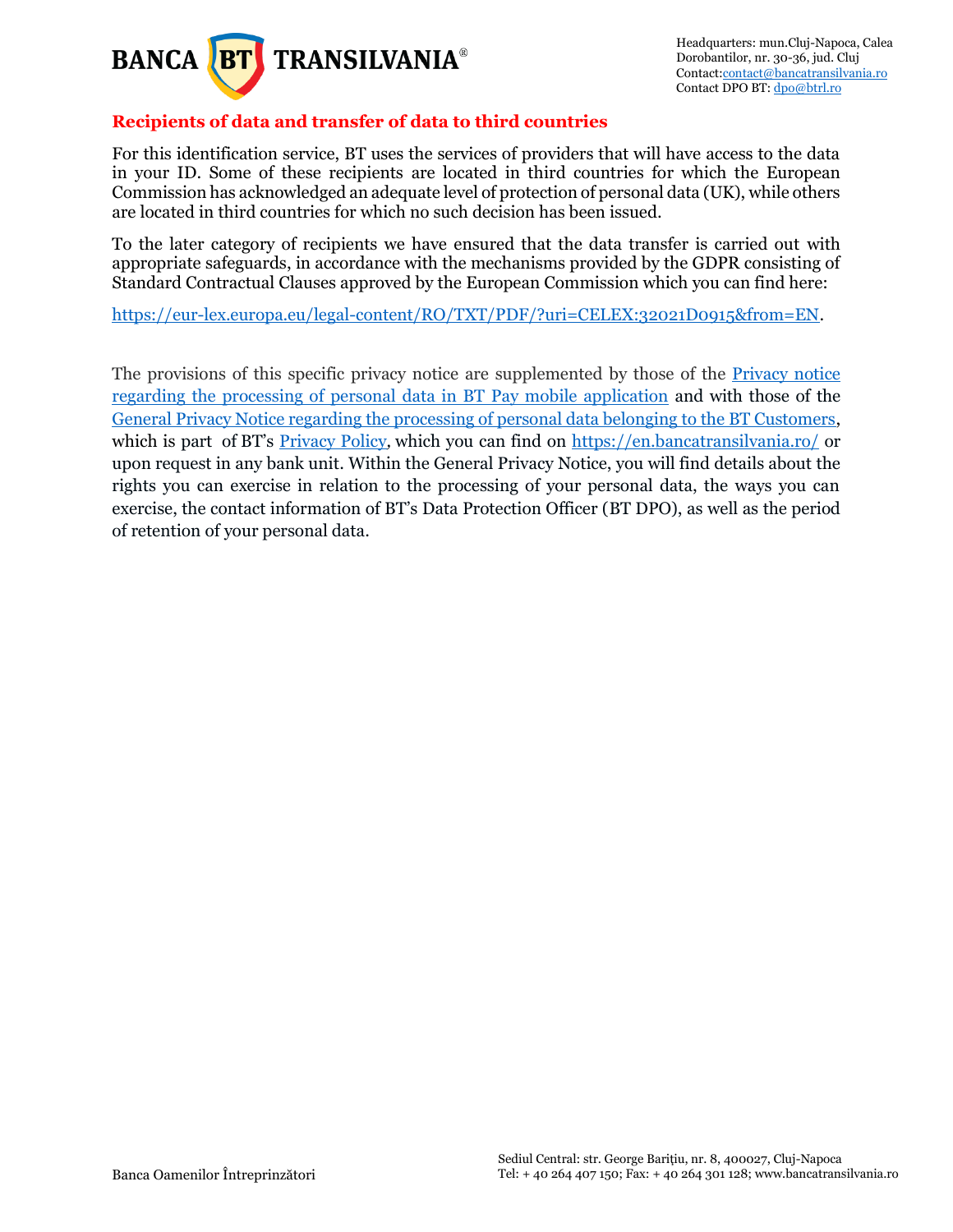## Recipients of data and transfer of data to third countries

For this identification service, BT uses the services of providers that will have access to the data in your ID. Some of these recipients are located in third countries for which the European Commission has acknowledged an adequate level of protection of personal data (UK), while others are located in third countries for which no such decision has been issued.

To the later category of recipients we have ensured that the data transfer is carried out with appropriate safeguards, in accordance with the mechanisms provided by the GDPR consisting of Standard Contractual Clauses approved by the European Commission which you can find here:

https://eur-lex.europa.eu/legal-content/RO/TXT/PDF/?uri=CELEX:32021D0915&from=EN.

The provisions of this specific privacy notice are supplemented by those of the Privacy notice regarding the processing of personal data in BT Pay mobile application and with those of the General Privacy Notice regarding the processing of personal data belonging to the BT Customers, which is part of BT's Privacy Policy, which you can find on https://en.bancatransilvania.ro/ or upon request in any bank unit. Within the General Privacy Notice, you will find details about the rights you can exercise in relation to the processing of your personal data, the ways you can exercise, the contact information of BT's Data Protection Officer (BT DPO), as well as the period of retention of your personal data.